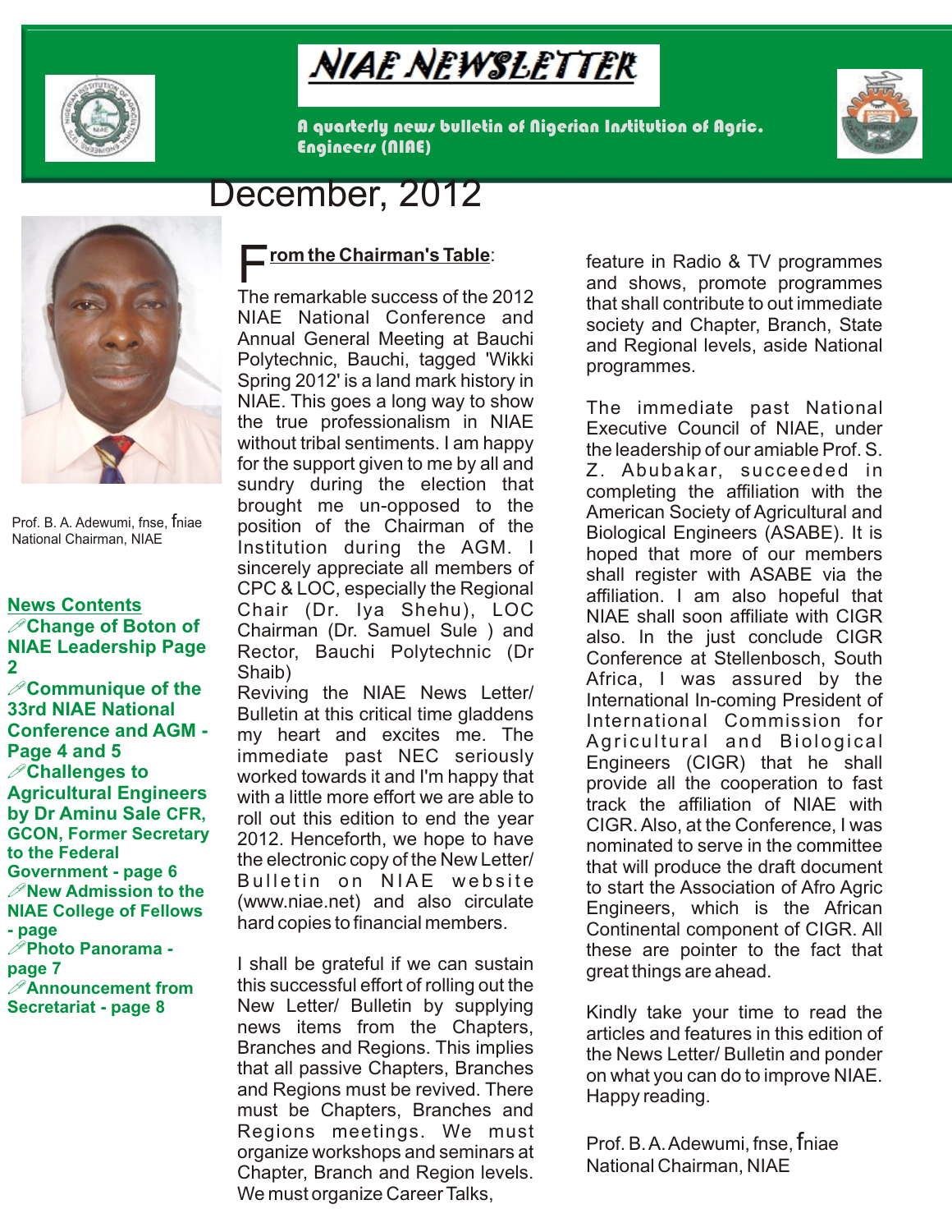# NIAE NEWSLETTER

A quarterly news bulletin of Nigerian Institution of Agric. Engineers (NIAE)

## December, 2012

Prof. B. A. Adewumi, fnse, fniae
National Chairman, NIAE

**News Contents**

- **Change of Boton of NIAE Leadership Page 2**
- **Communique of the 33rd NIAE National Conference and AGM - Page 4 and 5**
- **Challenges to Agricultural Engineers by Dr Aminu Sale CFR, GCON, Former Secretary to the Federal Government - page 6**
- **New Admission to the NIAE College of Fellows - page**
- **Photo Panorama - page 7**
- **Announcement from Secretariat - page 8**

## From the Chairman's Table:

The remarkable success of the 2012 NIAE National Conference and Annual General Meeting at Bauchi Polytechnic, Bauchi, tagged 'Wikki Spring 2012' is a land mark history in NIAE. This goes a long way to show the true professionalism in NIAE without tribal sentiments. I am happy for the support given to me by all and sundry during the election that brought me un-opposed to the position of the Chairman of the Institution during the AGM. I sincerely appreciate all members of CPC & LOC, especially the Regional Chair (Dr. Iya Shehu), LOC Chairman (Dr. Samuel Sule ) and Rector, Bauchi Polytechnic (Dr Shaib)

Reviving the NIAE News Letter/ Bulletin at this critical time gladdens my heart and excites me. The immediate past NEC seriously worked towards it and I'm happy that with a little more effort we are able to roll out this edition to end the year 2012. Henceforth, we hope to have the electronic copy of the New Letter/ Bulletin on NIAE website (www.niae.net) and also circulate hard copies to financial members.

I shall be grateful if we can sustain this successful effort of rolling out the New Letter/ Bulletin by supplying news items from the Chapters, Branches and Regions. This implies that all passive Chapters, Branches and Regions must be revived. There must be Chapters, Branches and Regions meetings. We must organize workshops and seminars at Chapter, Branch and Region levels. We must organize Career Talks, feature in Radio & TV programmes and shows, promote programmes that shall contribute to out immediate society and Chapter, Branch, State and Regional levels, aside National programmes.

The immediate past National Executive Council of NIAE, under the leadership of our amiable Prof. S. Z. Abubakar, succeeded in completing the affiliation with the American Society of Agricultural and Biological Engineers (ASABE). It is hoped that more of our members shall register with ASABE via the affiliation. I am also hopeful that NIAE shall soon affiliate with CIGR also. In the just conclude CIGR Conference at Stellenbosch, South Africa, I was assured by the International In-coming President of International Commission for Agricultural and Biological Engineers (CIGR) that he shall provide all the cooperation to fast track the affiliation of NIAE with CIGR. Also, at the Conference, I was nominated to serve in the committee that will produce the draft document to start the Association of Afro Agric Engineers, which is the African Continental component of CIGR. All these are pointer to the fact that great things are ahead.

Kindly take your time to read the articles and features in this edition of the News Letter/ Bulletin and ponder on what you can do to improve NIAE. Happy reading.

Prof. B. A. Adewumi, fnse, fniae
National Chairman, NIAE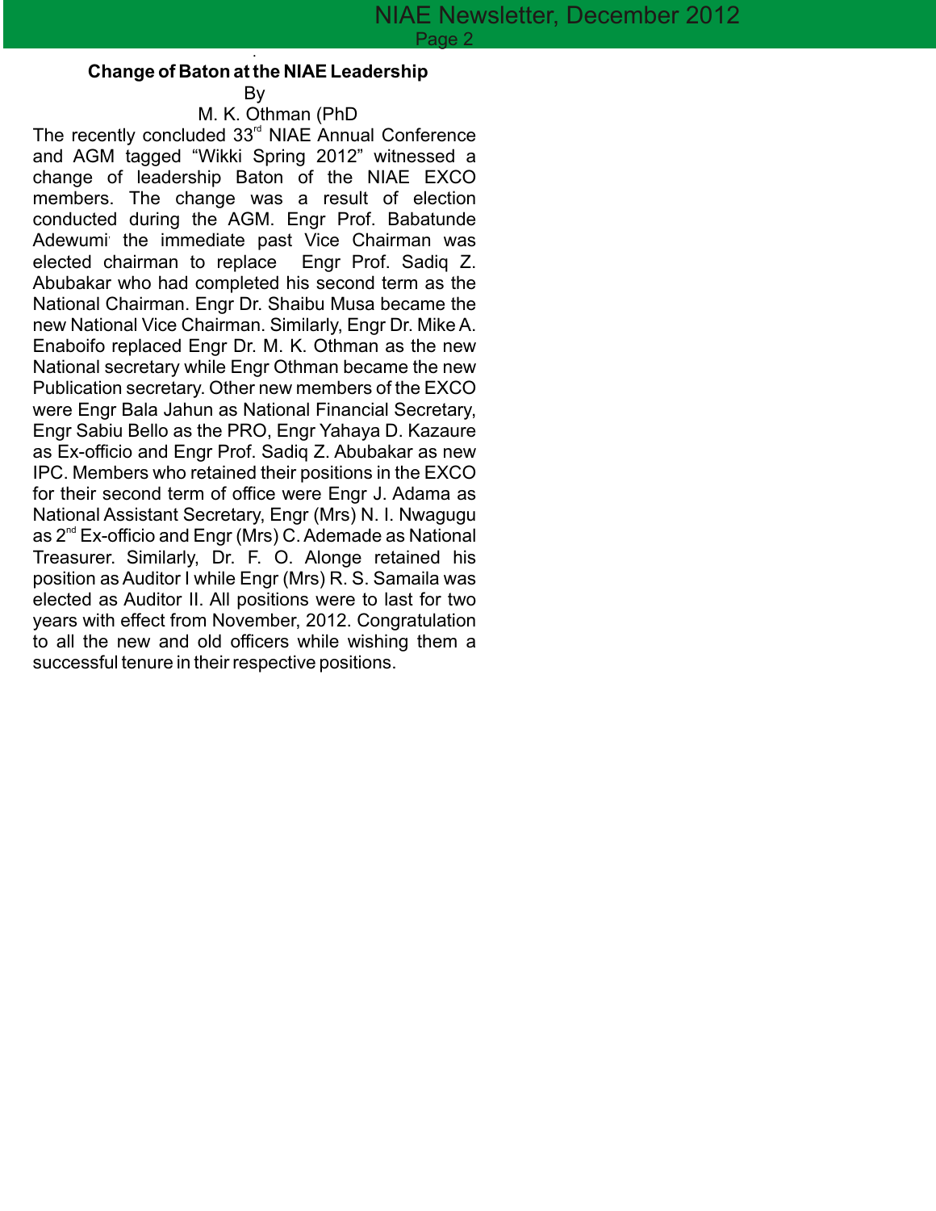## Change of Baton at the NIAE Leadership

By

M. K. Othman (PhD

The recently concluded 33rd NIAE Annual Conference and AGM tagged “Wikki Spring 2012” witnessed a change of leadership Baton of the NIAE EXCO members. The change was a result of election conducted during the AGM. Engr Prof. Babatunde Adewumi the immediate past Vice Chairman was elected chairman to replace Engr Prof. Sadiq Z. Abubakar who had completed his second term as the National Chairman. Engr Dr. Shaibu Musa became the new National Vice Chairman. Similarly, Engr Dr. Mike A. Enaboifo replaced Engr Dr. M. K. Othman as the new National secretary while Engr Othman became the new Publication secretary. Other new members of the EXCO were Engr Bala Jahun as National Financial Secretary, Engr Sabiu Bello as the PRO, Engr Yahaya D. Kazaure as Ex-officio and Engr Prof. Sadiq Z. Abubakar as new IPC. Members who retained their positions in the EXCO for their second term of office were Engr J. Adama as National Assistant Secretary, Engr (Mrs) N. I. Nwagugu as 2nd Ex-officio and Engr (Mrs) C. Ademade as National Treasurer. Similarly, Dr. F. O. Alonge retained his position as Auditor I while Engr (Mrs) R. S. Samaila was elected as Auditor II. All positions were to last for two years with effect from November, 2012. Congratulation to all the new and old officers while wishing them a successful tenure in their respective positions.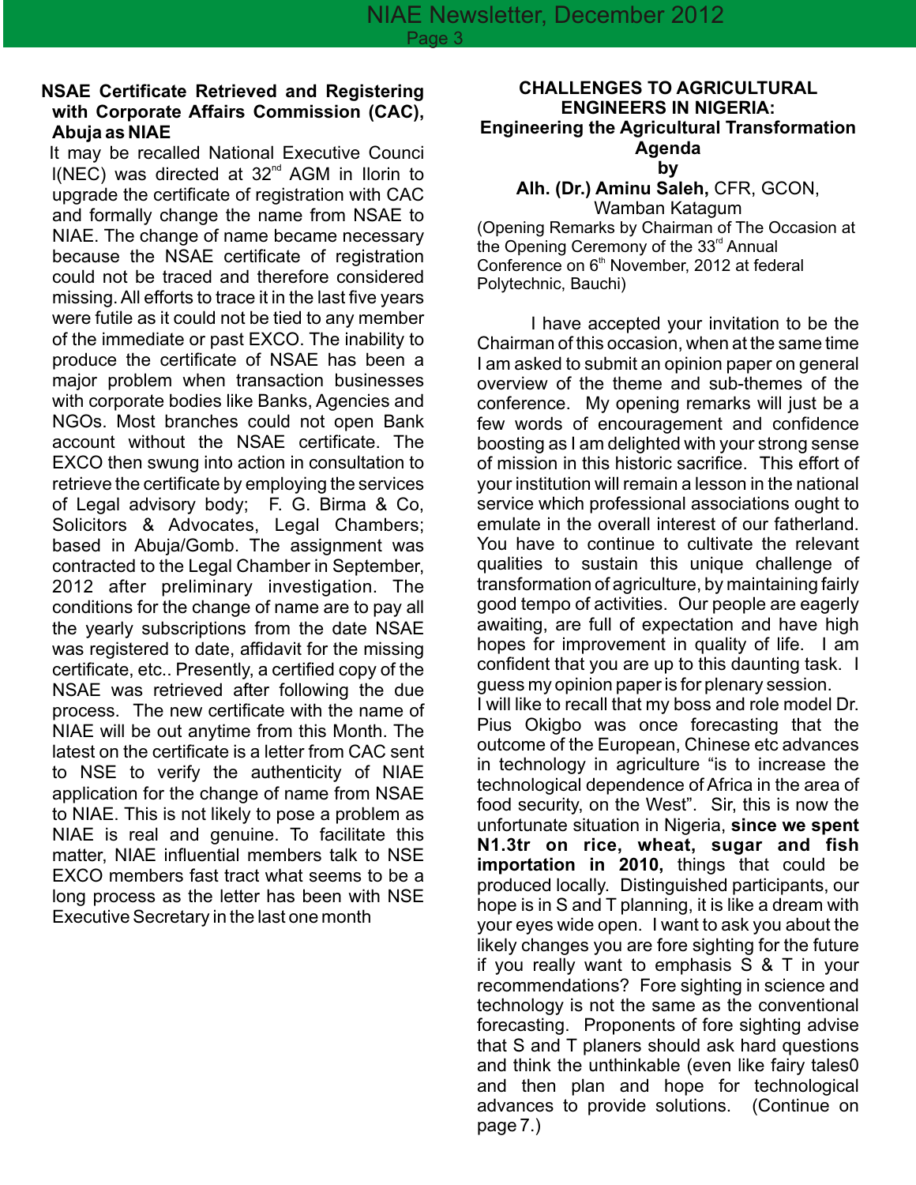## NSAE Certificate Retrieved and Registering with Corporate Affairs Commission (CAC), Abuja as NIAE

It may be recalled National Executive Council(NEC) was directed at 32nd AGM in Ilorin to upgrade the certificate of registration with CAC and formally change the name from NSAE to NIAE. The change of name became necessary because the NSAE certificate of registration could not be traced and therefore considered missing. All efforts to trace it in the last five years were futile as it could not be tied to any member of the immediate or past EXCO. The inability to produce the certificate of NSAE has been a major problem when transaction businesses with corporate bodies like Banks, Agencies and NGOs. Most branches could not open Bank account without the NSAE certificate. The EXCO then swung into action in consultation to retrieve the certificate by employing the services of Legal advisory body; F. G. Birma & Co, Solicitors & Advocates, Legal Chambers; based in Abuja/Gomb. The assignment was contracted to the Legal Chamber in September, 2012 after preliminary investigation. The conditions for the change of name are to pay all the yearly subscriptions from the date NSAE was registered to date, affidavit for the missing certificate, etc.. Presently, a certified copy of the NSAE was retrieved after following the due process. The new certificate with the name of NIAE will be out anytime from this Month. The latest on the certificate is a letter from CAC sent to NSE to verify the authenticity of NIAE application for the change of name from NSAE to NIAE. This is not likely to pose a problem as NIAE is real and genuine. To facilitate this matter, NIAE influential members talk to NSE EXCO members fast tract what seems to be a long process as the letter has been with NSE Executive Secretary in the last one month

## CHALLENGES TO AGRICULTURAL ENGINEERS IN NIGERIA: Engineering the Agricultural Transformation Agenda

**by**

**Alh. (Dr.) Aminu Saleh,** CFR, GCON, Wamban Katagum

(Opening Remarks by Chairman of The Occasion at the Opening Ceremony of the 33rd Annual Conference on 6th November, 2012 at federal Polytechnic, Bauchi)

I have accepted your invitation to be the Chairman of this occasion, when at the same time I am asked to submit an opinion paper on general overview of the theme and sub-themes of the conference. My opening remarks will just be a few words of encouragement and confidence boosting as I am delighted with your strong sense of mission in this historic sacrifice. This effort of your institution will remain a lesson in the national service which professional associations ought to emulate in the overall interest of our fatherland. You have to continue to cultivate the relevant qualities to sustain this unique challenge of transformation of agriculture, by maintaining fairly good tempo of activities. Our people are eagerly awaiting, are full of expectation and have high hopes for improvement in quality of life. I am confident that you are up to this daunting task. I guess my opinion paper is for plenary session.

I will like to recall that my boss and role model Dr. Pius Okigbo was once forecasting that the outcome of the European, Chinese etc advances in technology in agriculture "is to increase the technological dependence of Africa in the area of food security, on the West". Sir, this is now the unfortunate situation in Nigeria, **since we spent N1.3tr on rice, wheat, sugar and fish importation in 2010,** things that could be produced locally. Distinguished participants, our hope is in S and T planning, it is like a dream with your eyes wide open. I want to ask you about the likely changes you are fore sighting for the future if you really want to emphasis S & T in your recommendations? Fore sighting in science and technology is not the same as the conventional forecasting. Proponents of fore sighting advise that S and T planers should ask hard questions and think the unthinkable (even like fairy tales0 and then plan and hope for technological advances to provide solutions. (Continue on page 7.)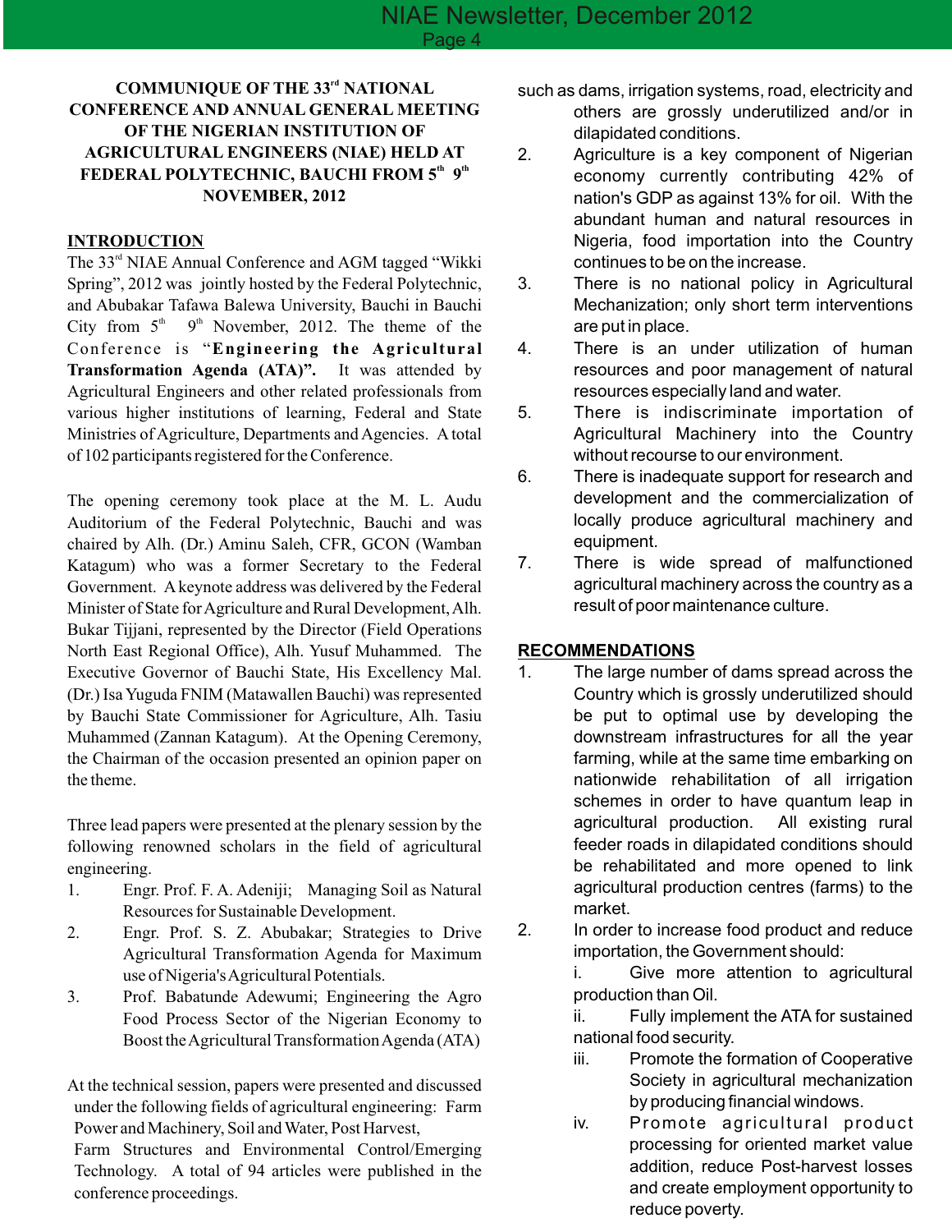## COMMUNIQUE OF THE 33rd NATIONAL CONFERENCE AND ANNUAL GENERAL MEETING OF THE NIGERIAN INSTITUTION OF AGRICULTURAL ENGINEERS (NIAE) HELD AT FEDERAL POLYTECHNIC, BAUCHI FROM 5th 9th NOVEMBER, 2012

### INTRODUCTION

The 33rd NIAE Annual Conference and AGM tagged "Wikki Spring", 2012 was jointly hosted by the Federal Polytechnic, and Abubakar Tafawa Balewa University, Bauchi in Bauchi City from 5th 9th November, 2012. The theme of the Conference is "**Engineering the Agricultural Transformation Agenda (ATA)".** It was attended by Agricultural Engineers and other related professionals from various higher institutions of learning, Federal and State Ministries of Agriculture, Departments and Agencies. A total of 102 participants registered for the Conference.

The opening ceremony took place at the M. L. Audu Auditorium of the Federal Polytechnic, Bauchi and was chaired by Alh. (Dr.) Aminu Saleh, CFR, GCON (Wamban Katagum) who was a former Secretary to the Federal Government. A keynote address was delivered by the Federal Minister of State for Agriculture and Rural Development, Alh. Bukar Tijjani, represented by the Director (Field Operations North East Regional Office), Alh. Yusuf Muhammed. The Executive Governor of Bauchi State, His Excellency Mal. (Dr.) Isa Yuguda FNIM (Matawallen Bauchi) was represented by Bauchi State Commissioner for Agriculture, Alh. Tasiu Muhammed (Zannan Katagum). At the Opening Ceremony, the Chairman of the occasion presented an opinion paper on the theme.

Three lead papers were presented at the plenary session by the following renowned scholars in the field of agricultural engineering.

1. Engr. Prof. F. A. Adeniji; Managing Soil as Natural Resources for Sustainable Development.
2. Engr. Prof. S. Z. Abubakar; Strategies to Drive Agricultural Transformation Agenda for Maximum use of Nigeria's Agricultural Potentials.
3. Prof. Babatunde Adewumi; Engineering the Agro Food Process Sector of the Nigerian Economy to Boost the Agricultural Transformation Agenda (ATA)

At the technical session, papers were presented and discussed under the following fields of agricultural engineering: Farm Power and Machinery, Soil and Water, Post Harvest, Farm Structures and Environmental Control/Emerging Technology. A total of 94 articles were published in the conference proceedings.

such as dams, irrigation systems, road, electricity and others are grossly underutilized and/or in dilapidated conditions.

2. Agriculture is a key component of Nigerian economy currently contributing 42% of nation's GDP as against 13% for oil. With the abundant human and natural resources in Nigeria, food importation into the Country continues to be on the increase.
3. There is no national policy in Agricultural Mechanization; only short term interventions are put in place.
4. There is an under utilization of human resources and poor management of natural resources especially land and water.
5. There is indiscriminate importation of Agricultural Machinery into the Country without recourse to our environment.
6. There is inadequate support for research and development and the commercialization of locally produce agricultural machinery and equipment.
7. There is wide spread of malfunctioned agricultural machinery across the country as a result of poor maintenance culture.

### RECOMMENDATIONS

1. The large number of dams spread across the Country which is grossly underutilized should be put to optimal use by developing the downstream infrastructures for all the year farming, while at the same time embarking on nationwide rehabilitation of all irrigation schemes in order to have quantum leap in agricultural production. All existing rural feeder roads in dilapidated conditions should be rehabilitated and more opened to link agricultural production centres (farms) to the market.
2. In order to increase food product and reduce importation, the Government should:
   i. Give more attention to agricultural production than Oil.
   ii. Fully implement the ATA for sustained national food security.
   iii. Promote the formation of Cooperative Society in agricultural mechanization by producing financial windows.
   iv. Promote agricultural product processing for oriented market value addition, reduce Post-harvest losses and create employment opportunity to reduce poverty.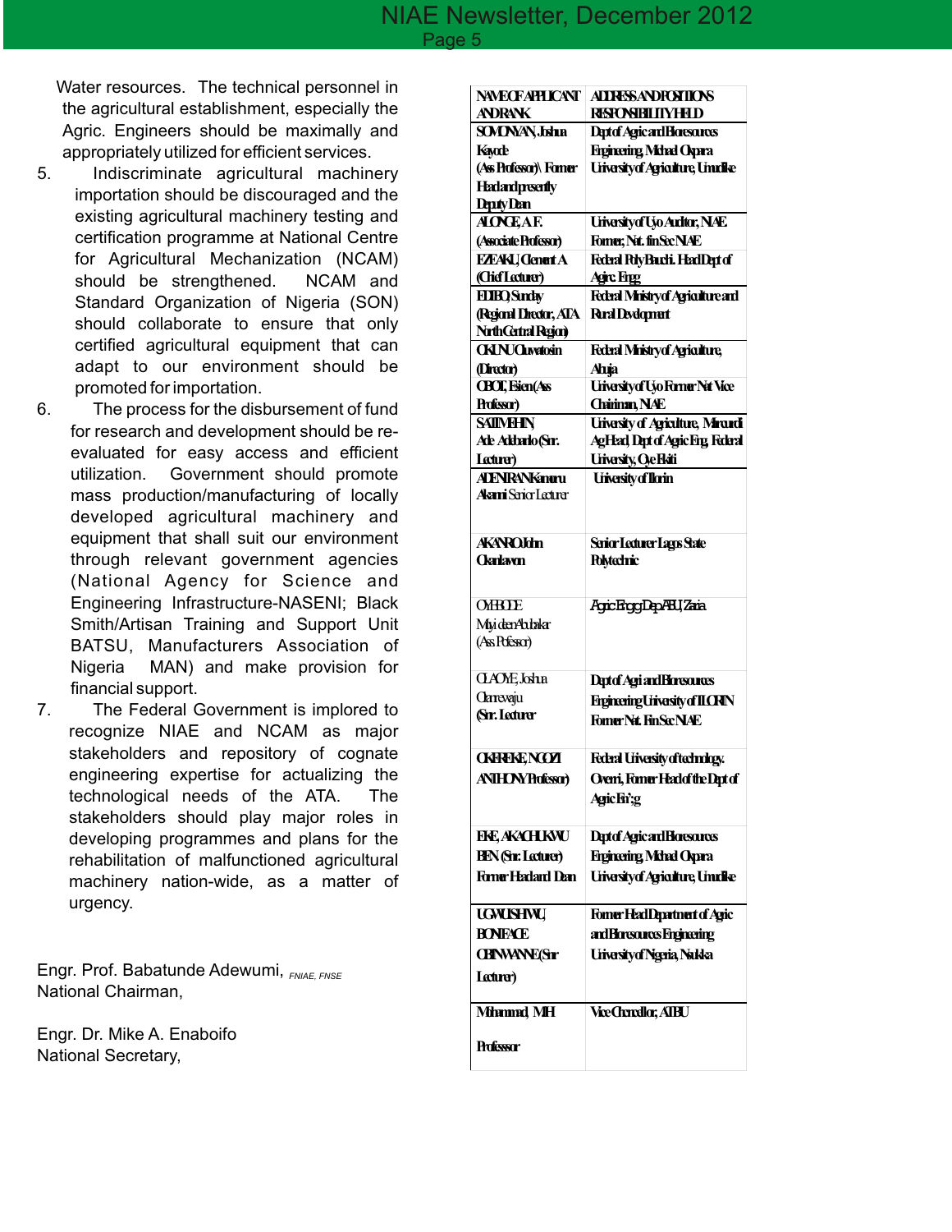Water resources. The technical personnel in the agricultural establishment, especially the Agric. Engineers should be maximally and appropriately utilized for efficient services.

5. Indiscriminate agricultural machinery importation should be discouraged and the existing agricultural machinery testing and certification programme at National Centre for Agricultural Mechanization (NCAM) should be strengthened. NCAM and Standard Organization of Nigeria (SON) should collaborate to ensure that only certified agricultural equipment that can adapt to our environment should be promoted for importation.
6. The process for the disbursement of fund for research and development should be re-evaluated for easy access and efficient utilization. Government should promote mass production/manufacturing of locally developed agricultural machinery and equipment that shall suit our environment through relevant government agencies (National Agency for Science and Engineering Infrastructure-NASENI; Black Smith/Artisan Training and Support Unit BATSU, Manufacturers Association of Nigeria MAN) and make provision for financial support.
7. The Federal Government is implored to recognize NIAE and NCAM as major stakeholders and repository of cognate engineering expertise for actualizing the technological needs of the ATA. The stakeholders should play major roles in developing programmes and plans for the rehabilitation of malfunctioned agricultural machinery nation-wide, as a matter of urgency.

Engr. Prof. Babatunde Adewumi, FNIAE, FNSE
National Chairman,

Engr. Dr. Mike A. Enaboifo
National Secretary,

| NAME OF APPLICANT AND RANK | ADDRESS AND POSITIONS RESPONSIBILITY HELD |
|---|---|
| SOMONYAN, Joshua Kayode (Ass Professor)\ Former Head and presently Deputy Dean | Dept of Agric and Bioresources Engineering, Michael Okpara University of Agriculture, Umudike |
| ALONGE, A.F. (Associate Professor) | University of Uyo Auditor, NIAE Former, Nat. fin Sec NIAE |
| EZEAKU, Clement A (Chief Lecturer) | Federal Poly Bauchi. Head Dept of Agric. Engg |
| EDIBO, Sunday (Regional Director, ATA North Central Region) | Federal Ministry of Agriculture and Rural Development |
| OKUNU Oluwatosin (Director) | Federal Ministry of Agriculture, Abuja |
| OBOT, Essien (Ass Professor) | University of Uyo Former Nat Vice Chairman, NIAE |
| SALIMEHIN, Ade. Adebanjo (Snr. Lecturer) | University of Agriculture, Makurdi Ag Head, Dept of Agric Eng, Federal University, Oye Ekiti |
| ADENIRAN Kamaru Akanni Senior Lecturer | University of Ilorin |
| AKANRO John Olanlawon | Senior Lecturer Lagos State Polytechnic |
| OYEBODE Muyideen Abubakar (Ass Pofessor) | Agric Engg Dep ABU, Zaria |
| OLAOYE, Joshua Olanrewaju (Snr. Lecturer | Dept of Agri and Bioresources Engineering University of ILORIN Former Nat. Fin Sec NIAE |
| OKEREKE, NGOZI ANTHONY Professor) | Federal University of technology. Owerri, Former Head of the Dept of Agric En';g |
| EKE, AKACHUKWU BEN (Snr. Lecturer) Former Head and Dean | Dept of Agric and Bioresources Engineering, Michael Okpara University of Agriculture, Umudike |
| UGWUISHIWU, BONIFACE OBINWANNE (Snr Lecturer) | Former Head Department of Agric and Bioresources Engineering University of Nigeria, Nsukka |
| Mohammad, MH Professor | Vice Chancellor, ATBU |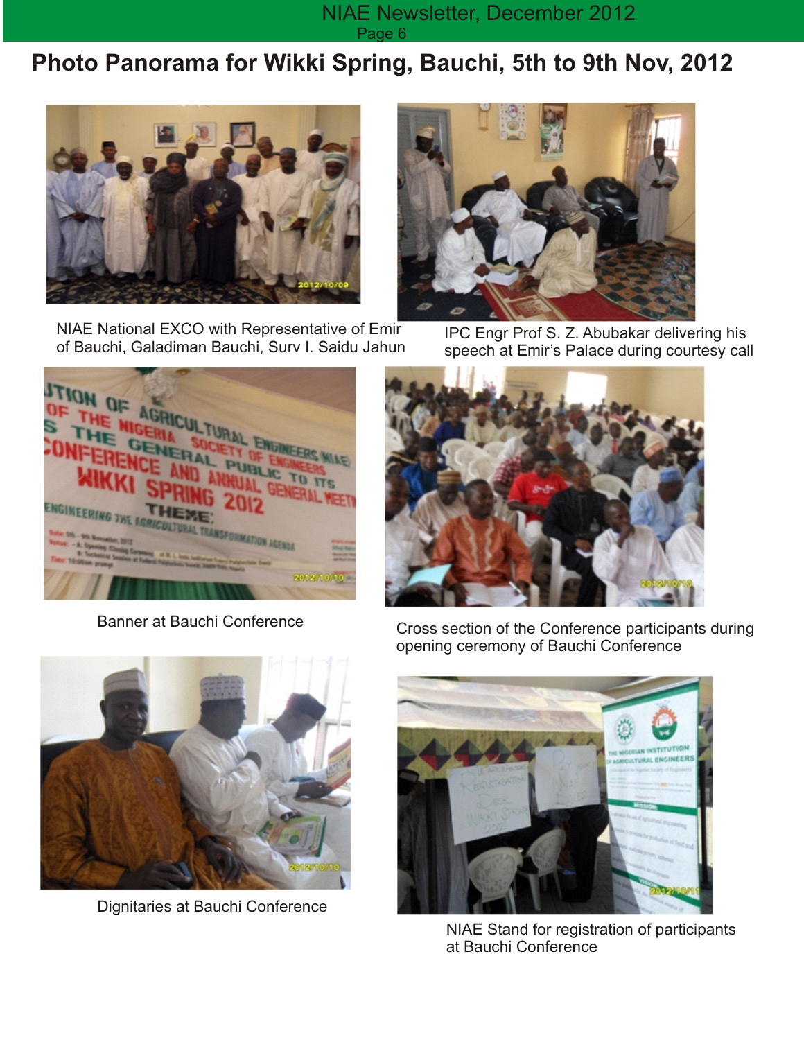# Photo Panorama for Wikki Spring, Bauchi, 5th to 9th Nov, 2012

NIAE National EXCO with Representative of Emir of Bauchi, Galadiman Bauchi, Surv I. Saidu Jahun

IPC Engr Prof S. Z. Abubakar delivering his speech at Emir's Palace during courtesy call

Banner at Bauchi Conference

Cross section of the Conference participants during opening ceremony of Bauchi Conference

Dignitaries at Bauchi Conference

NIAE Stand for registration of participants at Bauchi Conference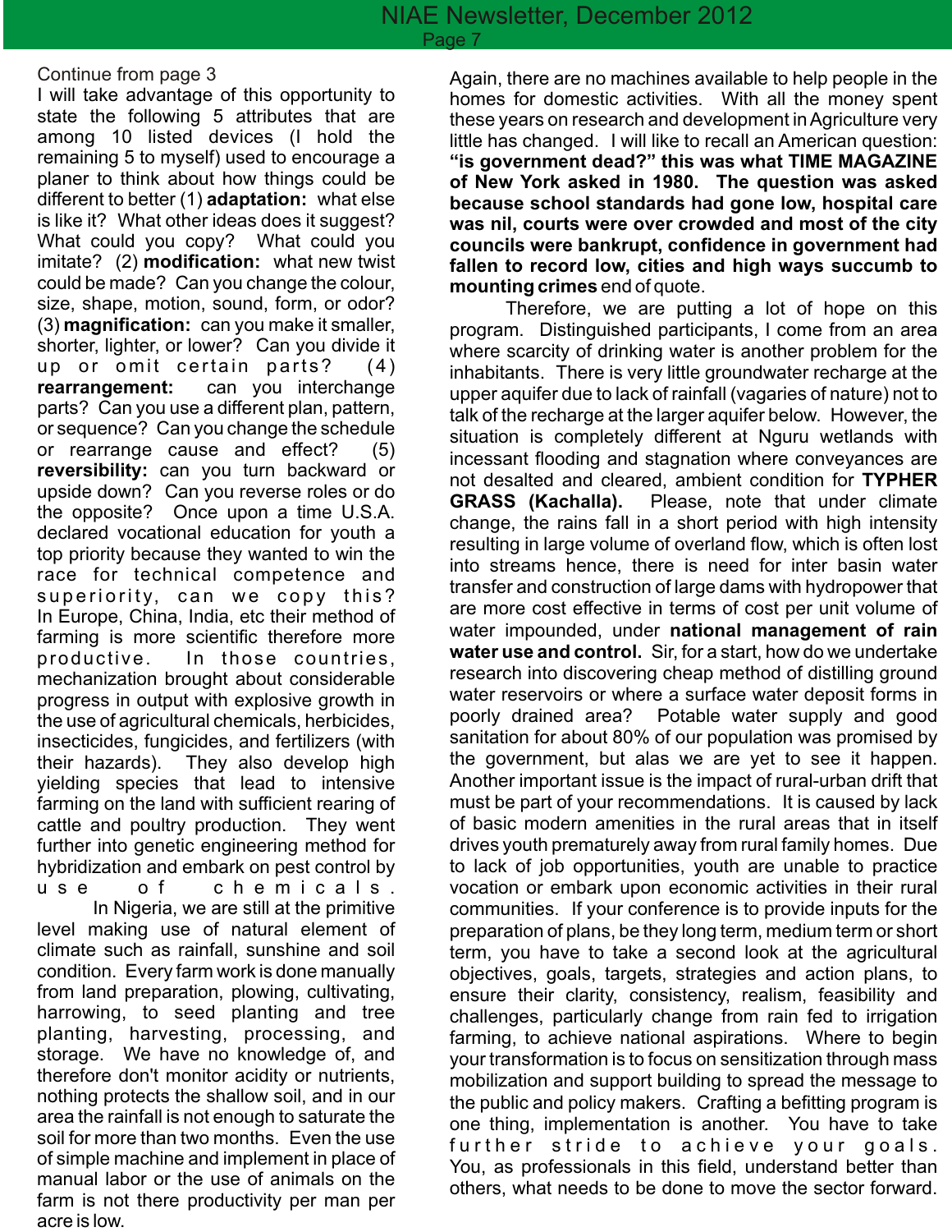Continue from page 3

I will take advantage of this opportunity to state the following 5 attributes that are among 10 listed devices (I hold the remaining 5 to myself) used to encourage a planer to think about how things could be different to better (1) **adaptation:** what else is like it? What other ideas does it suggest? What could you copy? What could you imitate? (2) **modification:** what new twist could be made? Can you change the colour, size, shape, motion, sound, form, or odor? (3) **magnification:** can you make it smaller, shorter, lighter, or lower? Can you divide it up or omit certain parts? (4) **rearrangement:** can you interchange parts? Can you use a different plan, pattern, or sequence? Can you change the schedule or rearrange cause and effect? (5) **reversibility:** can you turn backward or upside down? Can you reverse roles or do the opposite? Once upon a time U.S.A. declared vocational education for youth a top priority because they wanted to win the race for technical competence and superiority, can we copy this? In Europe, China, India, etc their method of farming is more scientific therefore more productive. In those countries, mechanization brought about considerable progress in output with explosive growth in the use of agricultural chemicals, herbicides, insecticides, fungicides, and fertilizers (with their hazards). They also develop high yielding species that lead to intensive farming on the land with sufficient rearing of cattle and poultry production. They went further into genetic engineering method for hybridization and embark on pest control by use of chemicals.

In Nigeria, we are still at the primitive level making use of natural element of climate such as rainfall, sunshine and soil condition. Every farm work is done manually from land preparation, plowing, cultivating, harrowing, to seed planting and tree planting, harvesting, processing, and storage. We have no knowledge of, and therefore don't monitor acidity or nutrients, nothing protects the shallow soil, and in our area the rainfall is not enough to saturate the soil for more than two months. Even the use of simple machine and implement in place of manual labor or the use of animals on the farm is not there productivity per man per acre is low.

Again, there are no machines available to help people in the homes for domestic activities. With all the money spent these years on research and development in Agriculture very little has changed. I will like to recall an American question: **"is government dead?" this was what TIME MAGAZINE of New York asked in 1980. The question was asked because school standards had gone low, hospital care was nil, courts were over crowded and most of the city councils were bankrupt, confidence in government had fallen to record low, cities and high ways succumb to mounting crimes** end of quote.

Therefore, we are putting a lot of hope on this program. Distinguished participants, I come from an area where scarcity of drinking water is another problem for the inhabitants. There is very little groundwater recharge at the upper aquifer due to lack of rainfall (vagaries of nature) not to talk of the recharge at the larger aquifer below. However, the situation is completely different at Nguru wetlands with incessant flooding and stagnation where conveyances are not desalted and cleared, ambient condition for **TYPHER GRASS (Kachalla).** Please, note that under climate change, the rains fall in a short period with high intensity resulting in large volume of overland flow, which is often lost into streams hence, there is need for inter basin water transfer and construction of large dams with hydropower that are more cost effective in terms of cost per unit volume of water impounded, under **national management of rain water use and control.** Sir, for a start, how do we undertake research into discovering cheap method of distilling ground water reservoirs or where a surface water deposit forms in poorly drained area? Potable water supply and good sanitation for about 80% of our population was promised by the government, but alas we are yet to see it happen. Another important issue is the impact of rural-urban drift that must be part of your recommendations. It is caused by lack of basic modern amenities in the rural areas that in itself drives youth prematurely away from rural family homes. Due to lack of job opportunities, youth are unable to practice vocation or embark upon economic activities in their rural communities. If your conference is to provide inputs for the preparation of plans, be they long term, medium term or short term, you have to take a second look at the agricultural objectives, goals, targets, strategies and action plans, to ensure their clarity, consistency, realism, feasibility and challenges, particularly change from rain fed to irrigation farming, to achieve national aspirations. Where to begin your transformation is to focus on sensitization through mass mobilization and support building to spread the message to the public and policy makers. Crafting a befitting program is one thing, implementation is another. You have to take further stride to achieve your goals. You, as professionals in this field, understand better than others, what needs to be done to move the sector forward.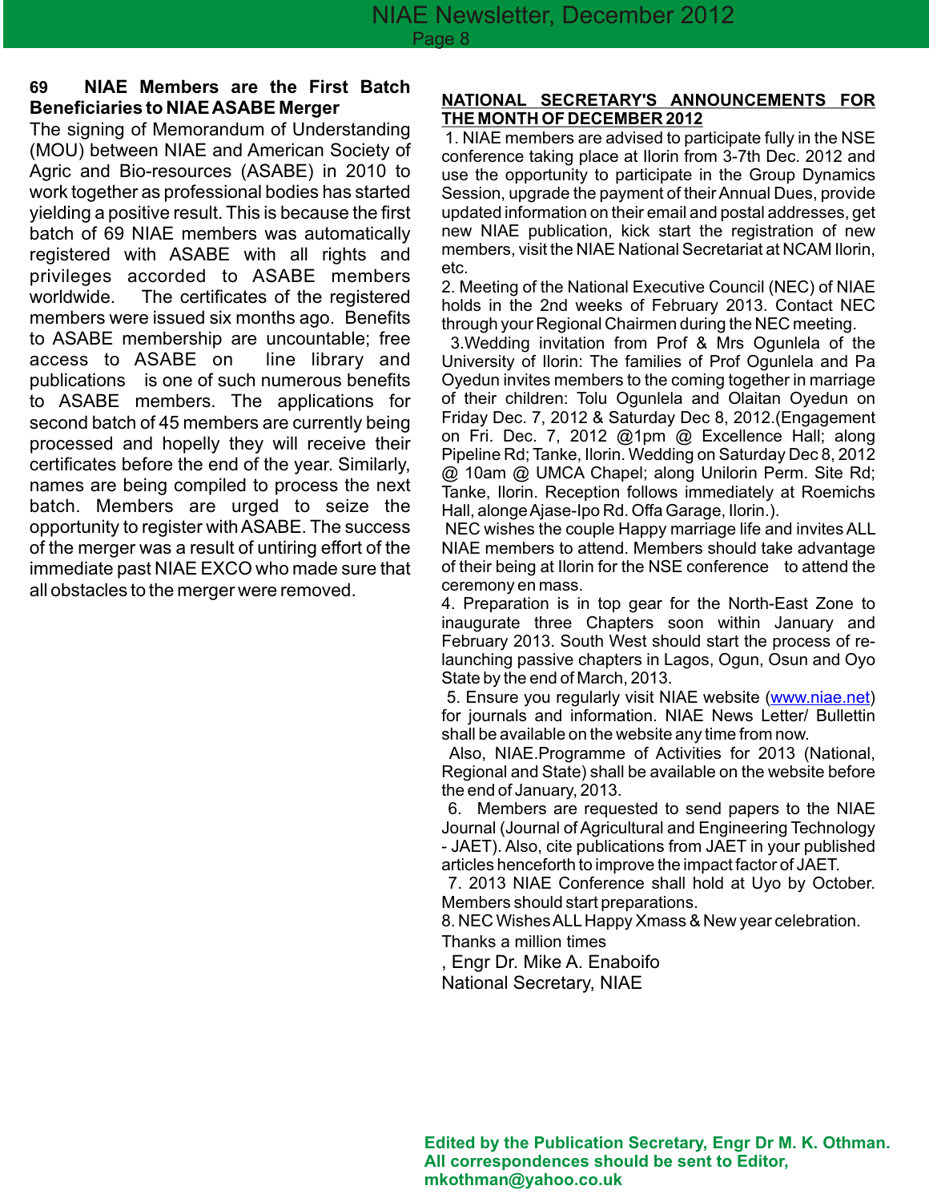### 69 NIAE Members are the First Batch Beneficiaries to NIAE ASABE Merger

The signing of Memorandum of Understanding (MOU) between NIAE and American Society of Agric and Bio-resources (ASABE) in 2010 to work together as professional bodies has started yielding a positive result. This is because the first batch of 69 NIAE members was automatically registered with ASABE with all rights and privileges accorded to ASABE members worldwide. The certificates of the registered members were issued six months ago. Benefits to ASABE membership are uncountable; free access to ASABE on line library and publications is one of such numerous benefits to ASABE members. The applications for second batch of 45 members are currently being processed and hopelly they will receive their certificates before the end of the year. Similarly, names are being compiled to process the next batch. Members are urged to seize the opportunity to register with ASABE. The success of the merger was a result of untiring effort of the immediate past NIAE EXCO who made sure that all obstacles to the merger were removed.

### NATIONAL SECRETARY'S ANNOUNCEMENTS FOR THE MONTH OF DECEMBER 2012

1. NIAE members are advised to participate fully in the NSE conference taking place at Ilorin from 3-7th Dec. 2012 and use the opportunity to participate in the Group Dynamics Session, upgrade the payment of their Annual Dues, provide updated information on their email and postal addresses, get new NIAE publication, kick start the registration of new members, visit the NIAE National Secretariat at NCAM Ilorin, etc.

2. Meeting of the National Executive Council (NEC) of NIAE holds in the 2nd weeks of February 2013. Contact NEC through your Regional Chairmen during the NEC meeting.

3. Wedding invitation from Prof & Mrs Ogunlela of the University of Ilorin: The families of Prof Ogunlela and Pa Oyedun invites members to the coming together in marriage of their children: Tolu Ogunlela and Olaitan Oyedun on Friday Dec. 7, 2012 & Saturday Dec 8, 2012.(Engagement on Fri. Dec. 7, 2012 @1pm @ Excellence Hall; along Pipeline Rd; Tanke, Ilorin. Wedding on Saturday Dec 8, 2012 @ 10am @ UMCA Chapel; along Unilorin Perm. Site Rd; Tanke, Ilorin. Reception follows immediately at Roemichs Hall, alonge Ajase-Ipo Rd. Offa Garage, Ilorin.).

NEC wishes the couple Happy marriage life and invites ALL NIAE members to attend. Members should take advantage of their being at Ilorin for the NSE conference to attend the ceremony en mass.

4. Preparation is in top gear for the North-East Zone to inaugurate three Chapters soon within January and February 2013. South West should start the process of re-launching passive chapters in Lagos, Ogun, Osun and Oyo State by the end of March, 2013.

5. Ensure you regularly visit NIAE website (www.niae.net) for journals and information. NIAE News Letter/ Bullettin shall be available on the website any time from now.

Also, NIAE.Programme of Activities for 2013 (National, Regional and State) shall be available on the website before the end of January, 2013.

6. Members are requested to send papers to the NIAE Journal (Journal of Agricultural and Engineering Technology - JAET). Also, cite publications from JAET in your published articles henceforth to improve the impact factor of JAET.

7. 2013 NIAE Conference shall hold at Uyo by October. Members should start preparations.

8. NEC Wishes ALL Happy Xmass & New year celebration.

Thanks a million times

, Engr Dr. Mike A. Enaboifo
National Secretary, NIAE

**Edited by the Publication Secretary, Engr Dr M. K. Othman.**
**All correspondences should be sent to Editor,**
**mkothman@yahoo.co.uk**